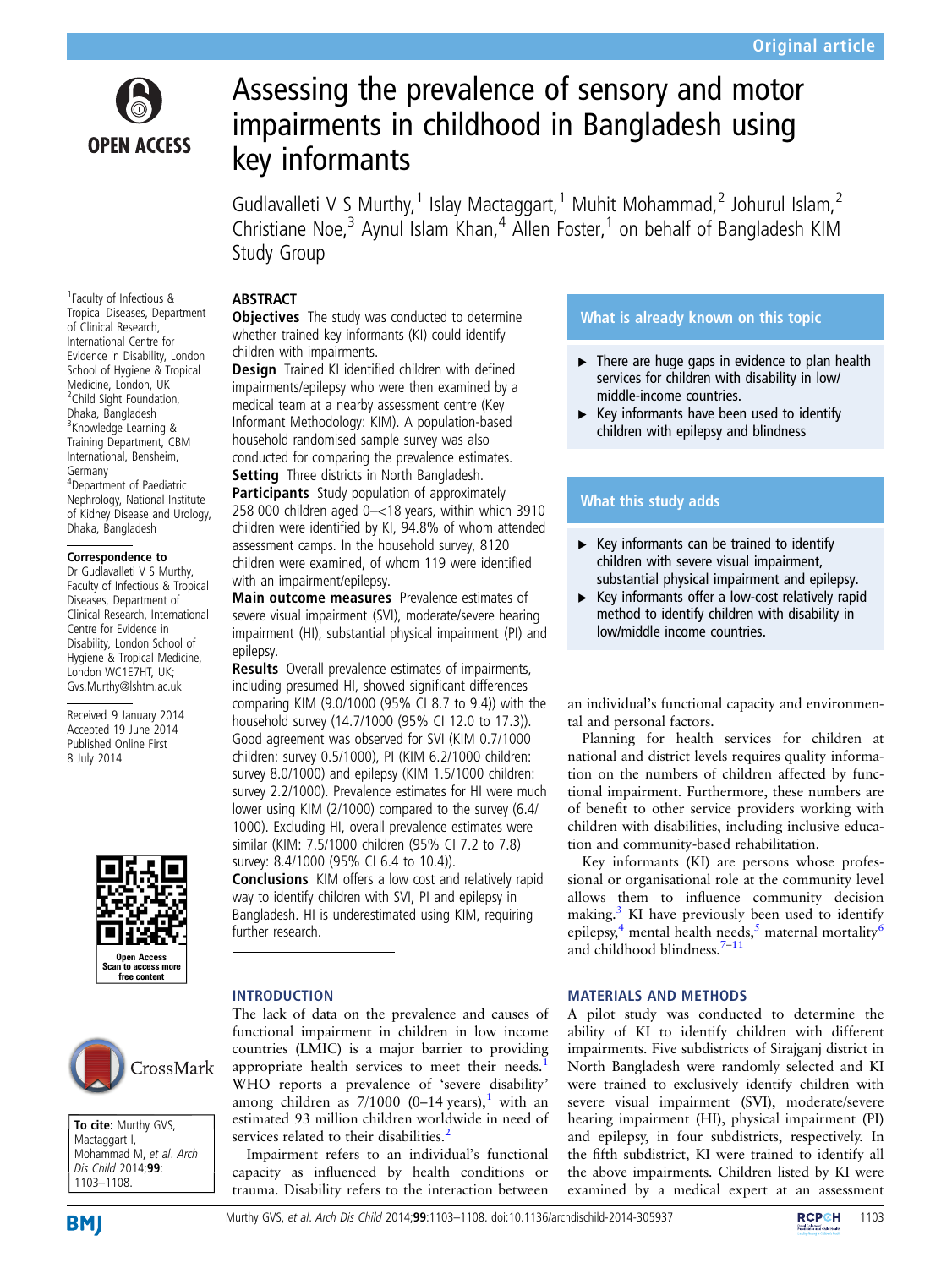Original article

# Assessing the prevalence of sensory and motor impairments in childhood in Bangladesh using key informants

Gudlavalleti V S Murthy,[1] Islay Mactaggart,[1] Muhit Mohammad,[2] Johurul Islam,[2] Christiane Noe,[3] Aynul Islam Khan,[4] Allen Foster,[1] on behalf of Bangladesh KIM Study Group

[1]Faculty of Infectious & Tropical Diseases, Department of Clinical Research, International Centre for Evidence in Disability, London School of Hygiene & Tropical Medicine, London, UK
[2]Child Sight Foundation, Dhaka, Bangladesh
[3]Knowledge Learning & Training Department, CBM International, Bensheim, Germany
[4]Department of Paediatric Nephrology, National Institute of Kidney Disease and Urology, Dhaka, Bangladesh

**Correspondence to**
Dr Gudlavalleti V S Murthy, Faculty of Infectious & Tropical Diseases, Department of Clinical Research, International Centre for Evidence in Disability, London School of Hygiene & Tropical Medicine, London WC1E7HT, UK; Gvs.Murthy@lshtm.ac.uk

Received 9 January 2014
Accepted 19 June 2014
Published Online First 8 July 2014

**To cite:** Murthy GVS, Mactaggart I, Mohammad M, *et al*. *Arch Dis Child* 2014;**99**:1103–1108.

## ABSTRACT

**Objectives** The study was conducted to determine whether trained key informants (KI) could identify children with impairments.

**Design** Trained KI identified children with defined impairments/epilepsy who were then examined by a medical team at a nearby assessment centre (Key Informant Methodology: KIM). A population-based household randomised sample survey was also conducted for comparing the prevalence estimates.

**Setting** Three districts in North Bangladesh.

**Participants** Study population of approximately 258 000 children aged 0–<18 years, within which 3910 children were identified by KI, 94.8% of whom attended assessment camps. In the household survey, 8120 children were examined, of whom 119 were identified with an impairment/epilepsy.

**Main outcome measures** Prevalence estimates of severe visual impairment (SVI), moderate/severe hearing impairment (HI), substantial physical impairment (PI) and epilepsy.

**Results** Overall prevalence estimates of impairments, including presumed HI, showed significant differences comparing KIM (9.0/1000 (95% CI 8.7 to 9.4)) with the household survey (14.7/1000 (95% CI 12.0 to 17.3)). Good agreement was observed for SVI (KIM 0.7/1000 children: survey 0.5/1000), PI (KIM 6.2/1000 children: survey 8.0/1000) and epilepsy (KIM 1.5/1000 children: survey 2.2/1000). Prevalence estimates for HI were much lower using KIM (2/1000) compared to the survey (6.4/1000). Excluding HI, overall prevalence estimates were similar (KIM: 7.5/1000 children (95% CI 7.2 to 7.8) survey: 8.4/1000 (95% CI 6.4 to 10.4)).

**Conclusions** KIM offers a low cost and relatively rapid way to identify children with SVI, PI and epilepsy in Bangladesh. HI is underestimated using KIM, requiring further research.

### What is already known on this topic

- There are huge gaps in evidence to plan health services for children with disability in low/middle-income countries.
- Key informants have been used to identify children with epilepsy and blindness

### What this study adds

- Key informants can be trained to identify children with severe visual impairment, substantial physical impairment and epilepsy.
- Key informants offer a low-cost relatively rapid method to identify children with disability in low/middle income countries.

## INTRODUCTION

The lack of data on the prevalence and causes of functional impairment in children in low income countries (LMIC) is a major barrier to providing appropriate health services to meet their needs.[1] WHO reports a prevalence of 'severe disability' among children as 7/1000 (0–14 years),[1] with an estimated 93 million children worldwide in need of services related to their disabilities.[2]

Impairment refers to an individual's functional capacity as influenced by health conditions or trauma. Disability refers to the interaction between an individual's functional capacity and environmental and personal factors.

Planning for health services for children at national and district levels requires quality information on the numbers of children affected by functional impairment. Furthermore, these numbers are of benefit to other service providers working with children with disabilities, including inclusive education and community-based rehabilitation.

Key informants (KI) are persons whose professional or organisational role at the community level allows them to influence community decision making.[3] KI have previously been used to identify epilepsy,[4] mental health needs,[5] maternal mortality[6] and childhood blindness.[7–11]

## MATERIALS AND METHODS

A pilot study was conducted to determine the ability of KI to identify children with different impairments. Five subdistricts of Sirajganj district in North Bangladesh were randomly selected and KI were trained to exclusively identify children with severe visual impairment (SVI), moderate/severe hearing impairment (HI), physical impairment (PI) and epilepsy, in four subdistricts, respectively. In the fifth subdistrict, KI were trained to identify all the above impairments. Children listed by KI were examined by a medical expert at an assessment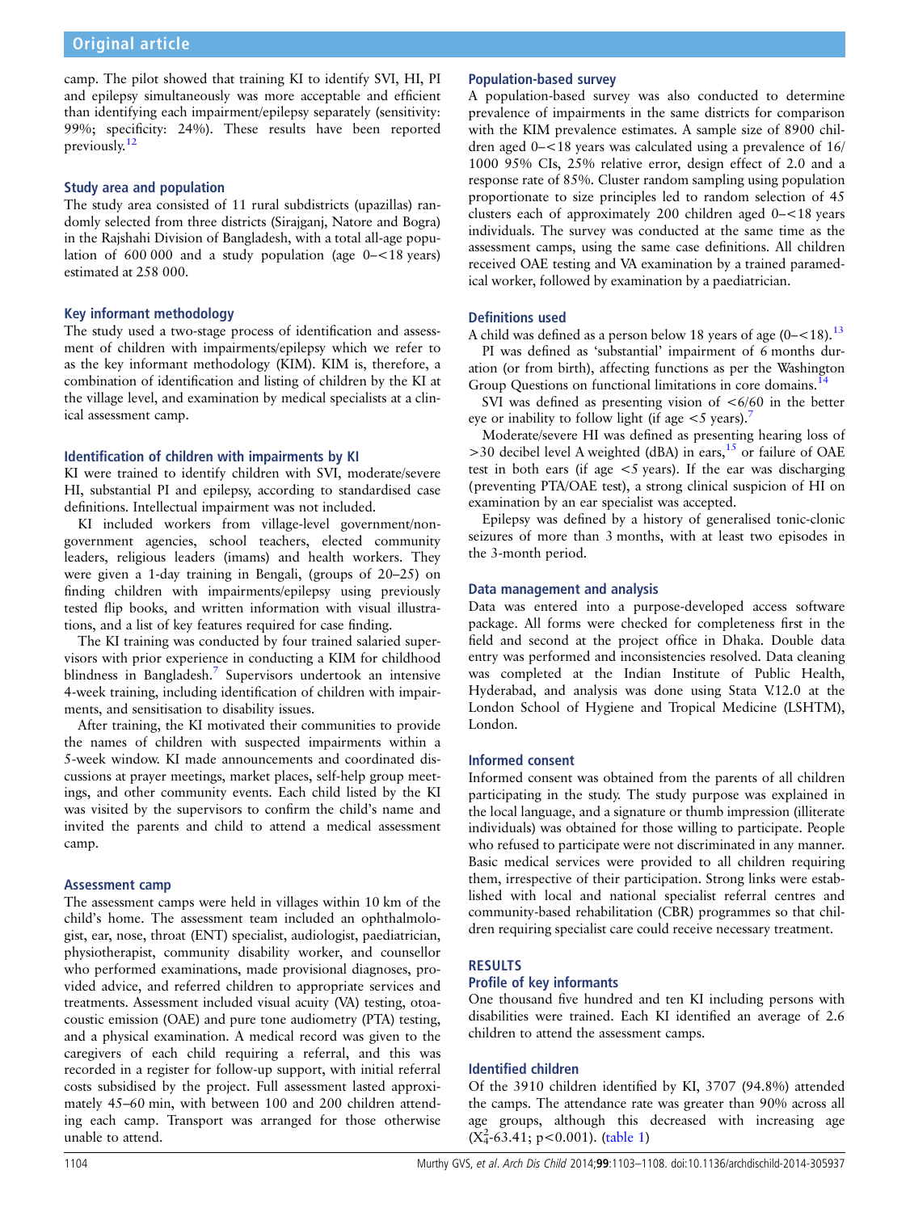camp. The pilot showed that training KI to identify SVI, HI, PI and epilepsy simultaneously was more acceptable and efficient than identifying each impairment/epilepsy separately (sensitivity: 99%; specificity: 24%). These results have been reported previously.[12]

### Study area and population

The study area consisted of 11 rural subdistricts (upazillas) randomly selected from three districts (Sirajganj, Natore and Bogra) in the Rajshahi Division of Bangladesh, with a total all-age population of 600 000 and a study population (age 0–<18 years) estimated at 258 000.

### Key informant methodology

The study used a two-stage process of identification and assessment of children with impairments/epilepsy which we refer to as the key informant methodology (KIM). KIM is, therefore, a combination of identification and listing of children by the KI at the village level, and examination by medical specialists at a clinical assessment camp.

### Identification of children with impairments by KI

KI were trained to identify children with SVI, moderate/severe HI, substantial PI and epilepsy, according to standardised case definitions. Intellectual impairment was not included.

KI included workers from village-level government/non-government agencies, school teachers, elected community leaders, religious leaders (imams) and health workers. They were given a 1-day training in Bengali, (groups of 20–25) on finding children with impairments/epilepsy using previously tested flip books, and written information with visual illustrations, and a list of key features required for case finding.

The KI training was conducted by four trained salaried supervisors with prior experience in conducting a KIM for childhood blindness in Bangladesh.[7] Supervisors undertook an intensive 4-week training, including identification of children with impairments, and sensitisation to disability issues.

After training, the KI motivated their communities to provide the names of children with suspected impairments within a 5-week window. KI made announcements and coordinated discussions at prayer meetings, market places, self-help group meetings, and other community events. Each child listed by the KI was visited by the supervisors to confirm the child's name and invited the parents and child to attend a medical assessment camp.

### Assessment camp

The assessment camps were held in villages within 10 km of the child's home. The assessment team included an ophthalmologist, ear, nose, throat (ENT) specialist, audiologist, paediatrician, physiotherapist, community disability worker, and counsellor who performed examinations, made provisional diagnoses, provided advice, and referred children to appropriate services and treatments. Assessment included visual acuity (VA) testing, otoacoustic emission (OAE) and pure tone audiometry (PTA) testing, and a physical examination. A medical record was given to the caregivers of each child requiring a referral, and this was recorded in a register for follow-up support, with initial referral costs subsidised by the project. Full assessment lasted approximately 45–60 min, with between 100 and 200 children attending each camp. Transport was arranged for those otherwise unable to attend.

### Population-based survey

A population-based survey was also conducted to determine prevalence of impairments in the same districts for comparison with the KIM prevalence estimates. A sample size of 8900 children aged 0–<18 years was calculated using a prevalence of 16/1000 95% CIs, 25% relative error, design effect of 2.0 and a response rate of 85%. Cluster random sampling using population proportionate to size principles led to random selection of 45 clusters each of approximately 200 children aged 0–<18 years individuals. The survey was conducted at the same time as the assessment camps, using the same case definitions. All children received OAE testing and VA examination by a trained paramedical worker, followed by examination by a paediatrician.

### Definitions used

A child was defined as a person below 18 years of age (0–<18).[13]

PI was defined as 'substantial' impairment of 6 months duration (or from birth), affecting functions as per the Washington Group Questions on functional limitations in core domains.[14]

SVI was defined as presenting vision of <6/60 in the better eye or inability to follow light (if age <5 years).[7]

Moderate/severe HI was defined as presenting hearing loss of >30 decibel level A weighted (dBA) in ears,[15] or failure of OAE test in both ears (if age <5 years). If the ear was discharging (preventing PTA/OAE test), a strong clinical suspicion of HI on examination by an ear specialist was accepted.

Epilepsy was defined by a history of generalised tonic-clonic seizures of more than 3 months, with at least two episodes in the 3-month period.

### Data management and analysis

Data was entered into a purpose-developed access software package. All forms were checked for completeness first in the field and second at the project office in Dhaka. Double data entry was performed and inconsistencies resolved. Data cleaning was completed at the Indian Institute of Public Health, Hyderabad, and analysis was done using Stata V.12.0 at the London School of Hygiene and Tropical Medicine (LSHTM), London.

### Informed consent

Informed consent was obtained from the parents of all children participating in the study. The study purpose was explained in the local language, and a signature or thumb impression (illiterate individuals) was obtained for those willing to participate. People who refused to participate were not discriminated in any manner. Basic medical services were provided to all children requiring them, irrespective of their participation. Strong links were established with local and national specialist referral centres and community-based rehabilitation (CBR) programmes so that children requiring specialist care could receive necessary treatment.

## RESULTS

### Profile of key informants

One thousand five hundred and ten KI including persons with disabilities were trained. Each KI identified an average of 2.6 children to attend the assessment camps.

### Identified children

Of the 3910 children identified by KI, 3707 (94.8%) attended the camps. The attendance rate was greater than 90% across all age groups, although this decreased with increasing age ($X^2_4$-63.41; $p<0.001$). (table 1)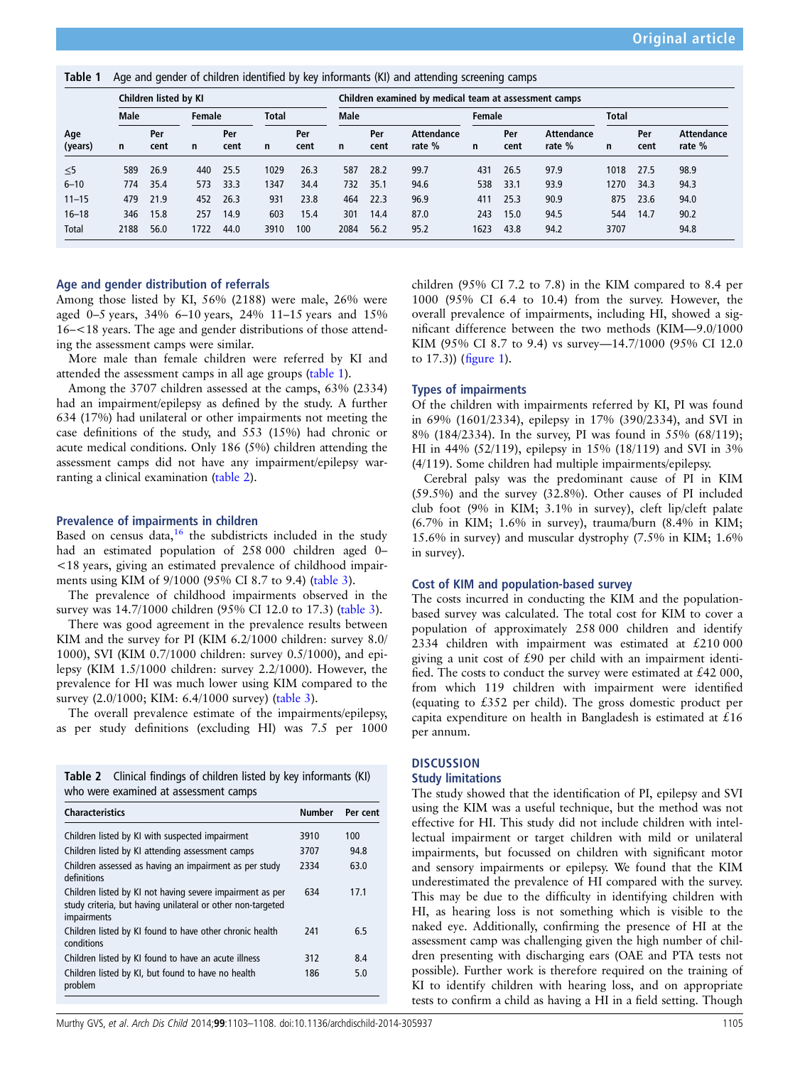**Table 1** Age and gender of children identified by key informants (KI) and attending screening camps

| | Children listed by KI | | | | | | Children examined by medical team at assessment camps | | | | | | | | |
|---|---|---|---|---|---|---|---|---|---|---|---|---|---|---|---|
| | Male | | Female | | Total | | Male | | | Female | | | Total | | |
| Age (years) | n | Per cent | n | Per cent | n | Per cent | n | Per cent | Attendance rate % | n | Per cent | Attendance rate % | n | Per cent | Attendance rate % |
| ≤5 | 589 | 26.9 | 440 | 25.5 | 1029 | 26.3 | 587 | 28.2 | 99.7 | 431 | 26.5 | 97.9 | 1018 | 27.5 | 98.9 |
| 6–10 | 774 | 35.4 | 573 | 33.3 | 1347 | 34.4 | 732 | 35.1 | 94.6 | 538 | 33.1 | 93.9 | 1270 | 34.3 | 94.3 |
| 11–15 | 479 | 21.9 | 452 | 26.3 | 931 | 23.8 | 464 | 22.3 | 96.9 | 411 | 25.3 | 90.9 | 875 | 23.6 | 94.0 |
| 16–18 | 346 | 15.8 | 257 | 14.9 | 603 | 15.4 | 301 | 14.4 | 87.0 | 243 | 15.0 | 94.5 | 544 | 14.7 | 90.2 |
| Total | 2188 | 56.0 | 1722 | 44.0 | 3910 | 100 | 2084 | 56.2 | 95.2 | 1623 | 43.8 | 94.2 | 3707 | | 94.8 |

### Age and gender distribution of referrals

Among those listed by KI, 56% (2188) were male, 26% were aged 0–5 years, 34% 6–10 years, 24% 11–15 years and 15% 16–<18 years. The age and gender distributions of those attending the assessment camps were similar.

More male than female children were referred by KI and attended the assessment camps in all age groups (table 1).

Among the 3707 children assessed at the camps, 63% (2334) had an impairment/epilepsy as defined by the study. A further 634 (17%) had unilateral or other impairments not meeting the case definitions of the study, and 553 (15%) had chronic or acute medical conditions. Only 186 (5%) children attending the assessment camps did not have any impairment/epilepsy warranting a clinical examination (table 2).

### Prevalence of impairments in children

Based on census data,[16] the subdistricts included in the study had an estimated population of 258 000 children aged 0–<18 years, giving an estimated prevalence of childhood impairments using KIM of 9/1000 (95% CI 8.7 to 9.4) (table 3).

The prevalence of childhood impairments observed in the survey was 14.7/1000 children (95% CI 12.0 to 17.3) (table 3).

There was good agreement in the prevalence results between KIM and the survey for PI (KIM 6.2/1000 children: survey 8.0/1000), SVI (KIM 0.7/1000 children: survey 0.5/1000), and epilepsy (KIM 1.5/1000 children: survey 2.2/1000). However, the prevalence for HI was much lower using KIM compared to the survey (2.0/1000; KIM: 6.4/1000 survey) (table 3).

The overall prevalence estimate of the impairments/epilepsy, as per study definitions (excluding HI) was 7.5 per 1000 children (95% CI 7.2 to 7.8) in the KIM compared to 8.4 per 1000 (95% CI 6.4 to 10.4) from the survey. However, the overall prevalence of impairments, including HI, showed a significant difference between the two methods (KIM—9.0/1000 KIM (95% CI 8.7 to 9.4) vs survey—14.7/1000 (95% CI 12.0 to 17.3)) (figure 1).

**Table 2** Clinical findings of children listed by key informants (KI) who were examined at assessment camps

| Characteristics | Number | Per cent |
|---|---|---|
| Children listed by KI with suspected impairment | 3910 | 100 |
| Children listed by KI attending assessment camps | 3707 | 94.8 |
| Children assessed as having an impairment as per study definitions | 2334 | 63.0 |
| Children listed by KI not having severe impairment as per study criteria, but having unilateral or other non-targeted impairments | 634 | 17.1 |
| Children listed by KI found to have other chronic health conditions | 241 | 6.5 |
| Children listed by KI found to have an acute illness | 312 | 8.4 |
| Children listed by KI, but found to have no health problem | 186 | 5.0 |

### Types of impairments

Of the children with impairments referred by KI, PI was found in 69% (1601/2334), epilepsy in 17% (390/2334), and SVI in 8% (184/2334). In the survey, PI was found in 55% (68/119); HI in 44% (52/119), epilepsy in 15% (18/119) and SVI in 3% (4/119). Some children had multiple impairments/epilepsy.

Cerebral palsy was the predominant cause of PI in KIM (59.5%) and the survey (32.8%). Other causes of PI included club foot (9% in KIM; 3.1% in survey), cleft lip/cleft palate (6.7% in KIM; 1.6% in survey), trauma/burn (8.4% in KIM; 15.6% in survey) and muscular dystrophy (7.5% in KIM; 1.6% in survey).

### Cost of KIM and population-based survey

The costs incurred in conducting the KIM and the population-based survey was calculated. The total cost for KIM to cover a population of approximately 258 000 children and identify 2334 children with impairment was estimated at £210 000 giving a unit cost of £90 per child with an impairment identified. The costs to conduct the survey were estimated at £42 000, from which 119 children with impairment were identified (equating to £352 per child). The gross domestic product per capita expenditure on health in Bangladesh is estimated at £16 per annum.

## DISCUSSION

### Study limitations

The study showed that the identification of PI, epilepsy and SVI using the KIM was a useful technique, but the method was not effective for HI. This study did not include children with intellectual impairment or target children with mild or unilateral impairments, but focussed on children with significant motor and sensory impairments or epilepsy. We found that the KIM underestimated the prevalence of HI compared with the survey. This may be due to the difficulty in identifying children with HI, as hearing loss is not something which is visible to the naked eye. Additionally, confirming the presence of HI at the assessment camp was challenging given the high number of children presenting with discharging ears (OAE and PTA tests not possible). Further work is therefore required on the training of KI to identify children with hearing loss, and on appropriate tests to confirm a child as having a HI in a field setting. Though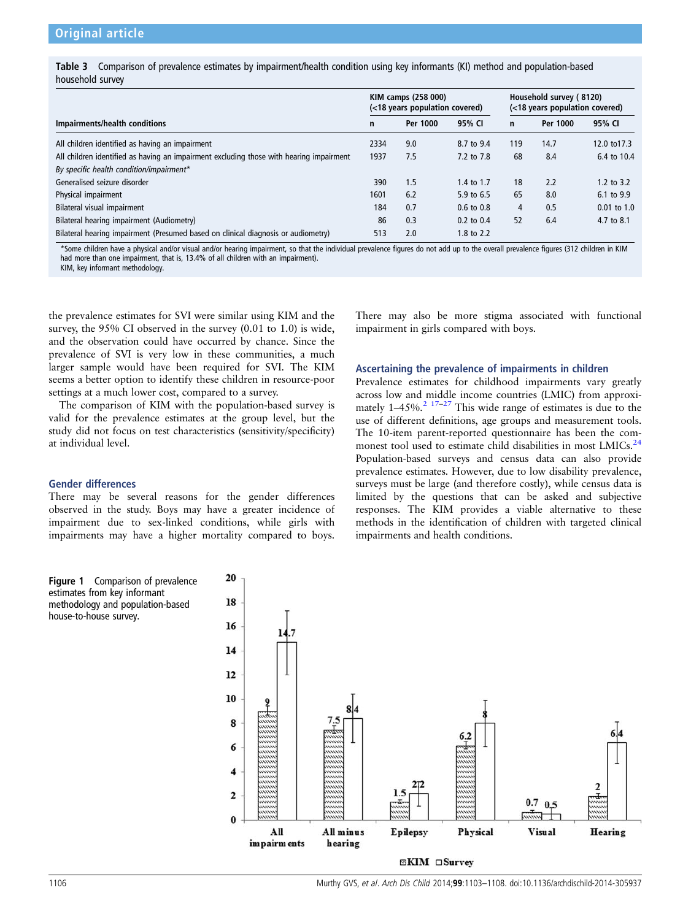**Table 3** Comparison of prevalence estimates by impairment/health condition using key informants (KI) method and population-based household survey

| Impairments/health conditions | KIM camps (258 000) (<18 years population covered) | | | Household survey ( 8120) (<18 years population covered) | | |
|---|---|---|---|---|---|---|
| | n | Per 1000 | 95% CI | n | Per 1000 | 95% CI |
| All children identified as having an impairment | 2334 | 9.0 | 8.7 to 9.4 | 119 | 14.7 | 12.0 to17.3 |
| All children identified as having an impairment excluding those with hearing impairment | 1937 | 7.5 | 7.2 to 7.8 | 68 | 8.4 | 6.4 to 10.4 |
| *By specific health condition/impairment** | | | | | | |
| Generalised seizure disorder | 390 | 1.5 | 1.4 to 1.7 | 18 | 2.2 | 1.2 to 3.2 |
| Physical impairment | 1601 | 6.2 | 5.9 to 6.5 | 65 | 8.0 | 6.1 to 9.9 |
| Bilateral visual impairment | 184 | 0.7 | 0.6 to 0.8 | 4 | 0.5 | 0.01 to 1.0 |
| Bilateral hearing impairment (Audiometry) | 86 | 0.3 | 0.2 to 0.4 | 52 | 6.4 | 4.7 to 8.1 |
| Bilateral hearing impairment (Presumed based on clinical diagnosis or audiometry) | 513 | 2.0 | 1.8 to 2.2 | | | |

*Some children have a physical and/or visual and/or hearing impairment, so that the individual prevalence figures do not add up to the overall prevalence figures (312 children in KIM had more than one impairment, that is, 13.4% of all children with an impairment).
KIM, key informant methodology.

the prevalence estimates for SVI were similar using KIM and the survey, the 95% CI observed in the survey (0.01 to 1.0) is wide, and the observation could have occurred by chance. Since the prevalence of SVI is very low in these communities, a much larger sample would have been required for SVI. The KIM seems a better option to identify these children in resource-poor settings at a much lower cost, compared to a survey.

The comparison of KIM with the population-based survey is valid for the prevalence estimates at the group level, but the study did not focus on test characteristics (sensitivity/specificity) at individual level.

### Gender differences

There may be several reasons for the gender differences observed in the study. Boys may have a greater incidence of impairment due to sex-linked conditions, while girls with impairments may have a higher mortality compared to boys. There may also be more stigma associated with functional impairment in girls compared with boys.

### Ascertaining the prevalence of impairments in children

Prevalence estimates for childhood impairments vary greatly across low and middle income countries (LMIC) from approximately 1–45%.[2 17–27] This wide range of estimates is due to the use of different definitions, age groups and measurement tools. The 10-item parent-reported questionnaire has been the commonest tool used to estimate child disabilities in most LMICs.[24] Population-based surveys and census data can also provide prevalence estimates. However, due to low disability prevalence, surveys must be large (and therefore costly), while census data is limited by the questions that can be asked and subjective responses. The KIM provides a viable alternative to these methods in the identification of children with targeted clinical impairments and health conditions.

**Figure 1** Comparison of prevalence estimates from key informant methodology and population-based house-to-house survey.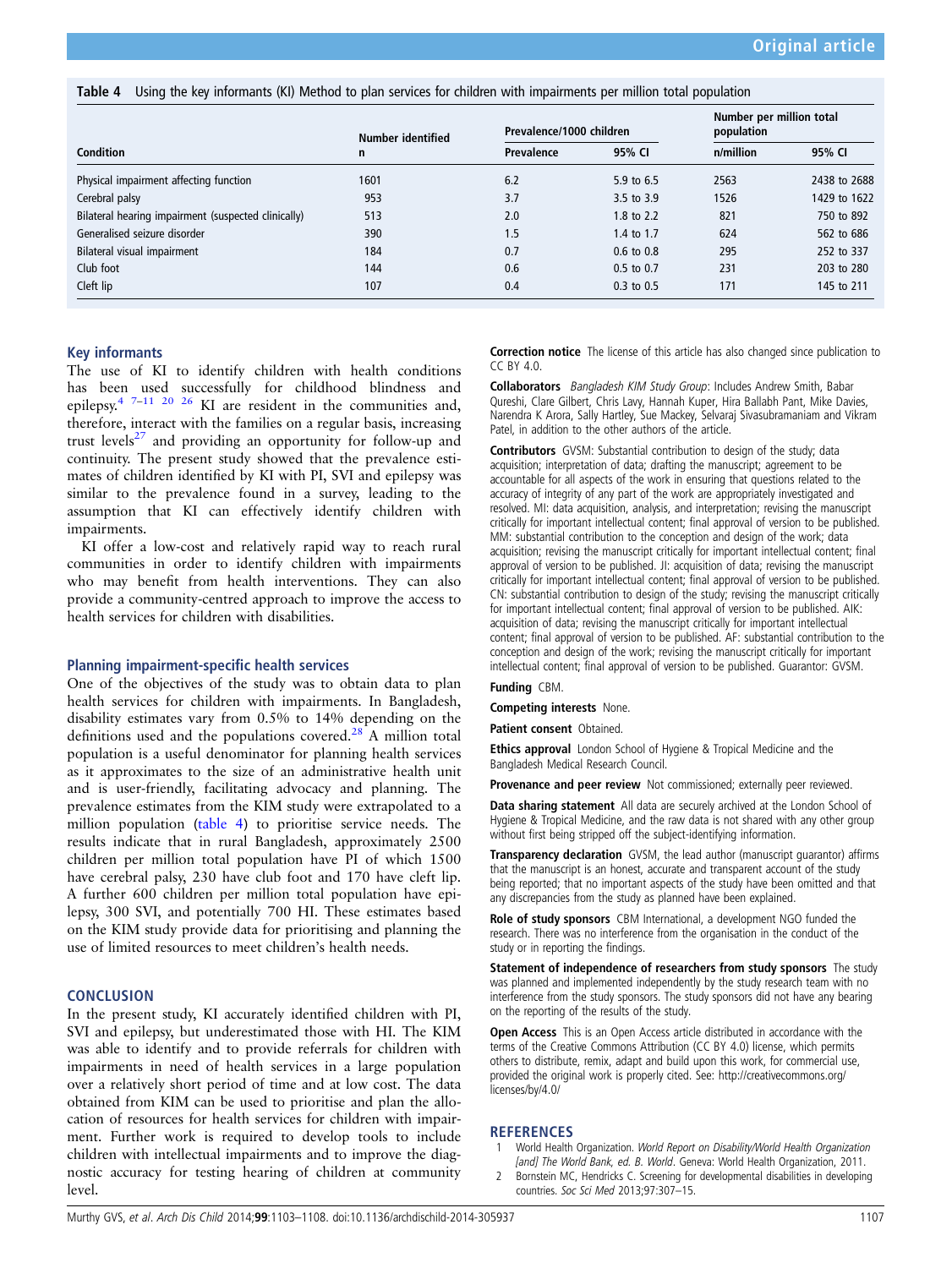Table 4 Using the key informants (KI) Method to plan services for children with impairments per million total population

| Condition | Number identified n | Prevalence/1000 children | | Number per million total population | |
|---|---|---|---|---|---|
| | | Prevalence | 95% CI | n/million | 95% CI |
| Physical impairment affecting function | 1601 | 6.2 | 5.9 to 6.5 | 2563 | 2438 to 2688 |
| Cerebral palsy | 953 | 3.7 | 3.5 to 3.9 | 1526 | 1429 to 1622 |
| Bilateral hearing impairment (suspected clinically) | 513 | 2.0 | 1.8 to 2.2 | 821 | 750 to 892 |
| Generalised seizure disorder | 390 | 1.5 | 1.4 to 1.7 | 624 | 562 to 686 |
| Bilateral visual impairment | 184 | 0.7 | 0.6 to 0.8 | 295 | 252 to 337 |
| Club foot | 144 | 0.6 | 0.5 to 0.7 | 231 | 203 to 280 |
| Cleft lip | 107 | 0.4 | 0.3 to 0.5 | 171 | 145 to 211 |

### Key informants

The use of KI to identify children with health conditions has been used successfully for childhood blindness and epilepsy.[4 7–11 20 26] KI are resident in the communities and, therefore, interact with the families on a regular basis, increasing trust levels[27] and providing an opportunity for follow-up and continuity. The present study showed that the prevalence estimates of children identified by KI with PI, SVI and epilepsy was similar to the prevalence found in a survey, leading to the assumption that KI can effectively identify children with impairments.

KI offer a low-cost and relatively rapid way to reach rural communities in order to identify children with impairments who may benefit from health interventions. They can also provide a community-centred approach to improve the access to health services for children with disabilities.

### Planning impairment-specific health services

One of the objectives of the study was to obtain data to plan health services for children with impairments. In Bangladesh, disability estimates vary from 0.5% to 14% depending on the definitions used and the populations covered.[28] A million total population is a useful denominator for planning health services as it approximates to the size of an administrative health unit and is user-friendly, facilitating advocacy and planning. The prevalence estimates from the KIM study were extrapolated to a million population (table 4) to prioritise service needs. The results indicate that in rural Bangladesh, approximately 2500 children per million total population have PI of which 1500 have cerebral palsy, 230 have club foot and 170 have cleft lip. A further 600 children per million total population have epilepsy, 300 SVI, and potentially 700 HI. These estimates based on the KIM study provide data for prioritising and planning the use of limited resources to meet children's health needs.

## CONCLUSION

In the present study, KI accurately identified children with PI, SVI and epilepsy, but underestimated those with HI. The KIM was able to identify and to provide referrals for children with impairments in need of health services in a large population over a relatively short period of time and at low cost. The data obtained from KIM can be used to prioritise and plan the allocation of resources for health services for children with impairment. Further work is required to develop tools to include children with intellectual impairments and to improve the diagnostic accuracy for testing hearing of children at community level.

**Correction notice** The license of this article has also changed since publication to CC BY 4.0.

**Collaborators** *Bangladesh KIM Study Group*: Includes Andrew Smith, Babar Qureshi, Clare Gilbert, Chris Lavy, Hannah Kuper, Hira Ballabh Pant, Mike Davies, Narendra K Arora, Sally Hartley, Sue Mackey, Selvaraj Sivasubramaniam and Vikram Patel, in addition to the other authors of the article.

**Contributors** GVSM: Substantial contribution to design of the study; data acquisition; interpretation of data; drafting the manuscript; agreement to be accountable for all aspects of the work in ensuring that questions related to the accuracy of integrity of any part of the work are appropriately investigated and resolved. MI: data acquisition, analysis, and interpretation; revising the manuscript critically for important intellectual content; final approval of version to be published. MM: substantial contribution to the conception and design of the work; data acquisition; revising the manuscript critically for important intellectual content; final approval of version to be published. JI: acquisition of data; revising the manuscript critically for important intellectual content; final approval of version to be published. CN: substantial contribution to design of the study; revising the manuscript critically for important intellectual content; final approval of version to be published. AIK: acquisition of data; revising the manuscript critically for important intellectual content; final approval of version to be published. AF: substantial contribution to the conception and design of the work; revising the manuscript critically for important intellectual content; final approval of version to be published. Guarantor: GVSM.

**Funding** CBM.

**Competing interests** None.

**Patient consent** Obtained.

**Ethics approval** London School of Hygiene & Tropical Medicine and the Bangladesh Medical Research Council.

**Provenance and peer review** Not commissioned; externally peer reviewed.

**Data sharing statement** All data are securely archived at the London School of Hygiene & Tropical Medicine, and the raw data is not shared with any other group without first being stripped off the subject-identifying information.

**Transparency declaration** GVSM, the lead author (manuscript guarantor) affirms that the manuscript is an honest, accurate and transparent account of the study being reported; that no important aspects of the study have been omitted and that any discrepancies from the study as planned have been explained.

**Role of study sponsors** CBM International, a development NGO funded the research. There was no interference from the organisation in the conduct of the study or in reporting the findings.

**Statement of independence of researchers from study sponsors** The study was planned and implemented independently by the study research team with no interference from the study sponsors. The study sponsors did not have any bearing on the reporting of the results of the study.

**Open Access** This is an Open Access article distributed in accordance with the terms of the Creative Commons Attribution (CC BY 4.0) license, which permits others to distribute, remix, adapt and build upon this work, for commercial use, provided the original work is properly cited. See: http://creativecommons.org/licenses/by/4.0/

## REFERENCES

1. World Health Organization. *World Report on Disability/World Health Organization [and] The World Bank, ed. B. World*. Geneva: World Health Organization, 2011.
2. Bornstein MC, Hendricks C. Screening for developmental disabilities in developing countries. *Soc Sci Med* 2013;97:307–15.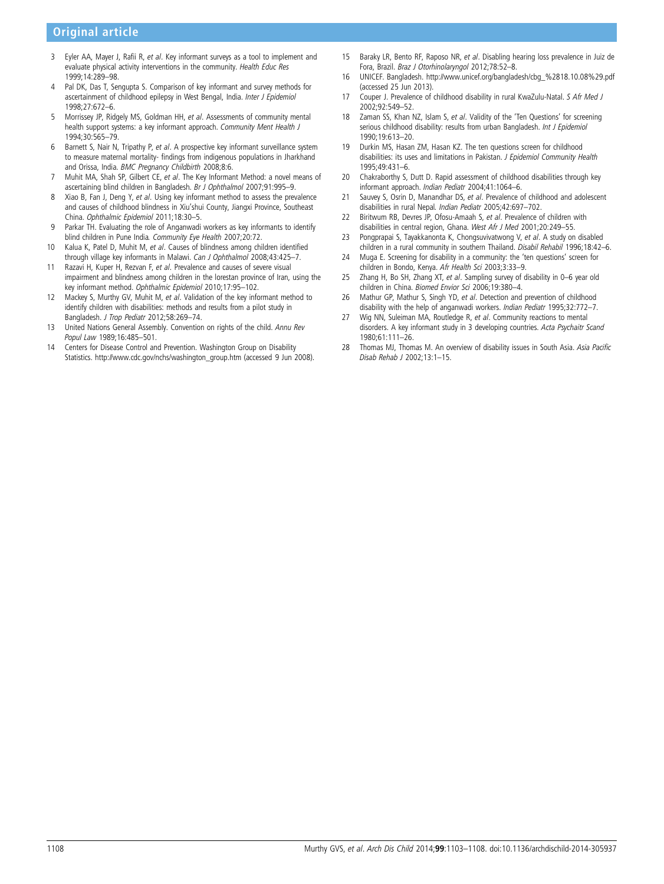3 Eyler AA, Mayer J, Rafii R, *et al*. Key informant surveys as a tool to implement and evaluate physical activity interventions in the community. *Health Educ Res* 1999;14:289–98.
4 Pal DK, Das T, Sengupta S. Comparison of key informant and survey methods for ascertainment of childhood epilepsy in West Bengal, India. *Inter J Epidemiol* 1998;27:672–6.
5 Morrissey JP, Ridgely MS, Goldman HH, *et al*. Assessments of community mental health support systems: a key informant approach. *Community Ment Health J* 1994;30:565–79.
6 Barnett S, Nair N, Tripathy P, *et al*. A prospective key informant surveillance system to measure maternal mortality- findings from indigenous populations in Jharkhand and Orissa, India. *BMC Pregnancy Childbirth* 2008;8:6.
7 Muhit MA, Shah SP, Gilbert CE, *et al*. The Key Informant Method: a novel means of ascertaining blind children in Bangladesh. *Br J Ophthalmol* 2007;91:995–9.
8 Xiao B, Fan J, Deng Y, *et al*. Using key informant method to assess the prevalence and causes of childhood blindness in Xiu'shui County, Jiangxi Province, Southeast China. *Ophthalmic Epidemiol* 2011;18:30–5.
9 Parkar TH. Evaluating the role of Anganwadi workers as key informants to identify blind children in Pune India. *Community Eye Health* 2007;20:72.
10 Kalua K, Patel D, Muhit M, *et al*. Causes of blindness among children identified through village key informants in Malawi. *Can J Ophthalmol* 2008;43:425–7.
11 Razavi H, Kuper H, Rezvan F, *et al*. Prevalence and causes of severe visual impairment and blindness among children in the lorestan province of Iran, using the key informant method. *Ophthalmic Epidemiol* 2010;17:95–102.
12 Mackey S, Murthy GV, Muhit M, *et al*. Validation of the key informant method to identify children with disabilities: methods and results from a pilot study in Bangladesh. *J Trop Pediatr* 2012;58:269–74.
13 United Nations General Assembly. Convention on rights of the child. *Annu Rev Popul Law* 1989;16:485–501.
14 Centers for Disease Control and Prevention. Washington Group on Disability Statistics. http://www.cdc.gov/nchs/washington_group.htm (accessed 9 Jun 2008).
15 Baraky LR, Bento RF, Raposo NR, *et al*. Disabling hearing loss prevalence in Juiz de Fora, Brazil. *Braz J Otorhinolaryngol* 2012;78:52–8.
16 UNICEF. Bangladesh. http://www.unicef.org/bangladesh/cbg_%2818.10.08%29.pdf (accessed 25 Jun 2013).
17 Couper J. Prevalence of childhood disability in rural KwaZulu-Natal. *S Afr Med J* 2002;92:549–52.
18 Zaman SS, Khan NZ, Islam S, *et al*. Validity of the 'Ten Questions' for screening serious childhood disability: results from urban Bangladesh. *Int J Epidemiol* 1990;19:613–20.
19 Durkin MS, Hasan ZM, Hasan KZ. The ten questions screen for childhood disabilities: its uses and limitations in Pakistan. *J Epidemiol Community Health* 1995;49:431–6.
20 Chakraborthy S, Dutt D. Rapid assessment of childhood disabilities through key informant approach. *Indian Pediatr* 2004;41:1064–6.
21 Sauvey S, Osrin D, Manandhar DS, *et al*. Prevalence of childhood and adolescent disabilities in rural Nepal. *Indian Pediatr* 2005;42:697–702.
22 Biritwum RB, Devres JP, Ofosu-Amaah S, *et al*. Prevalence of children with disabilities in central region, Ghana. *West Afr J Med* 2001;20:249–55.
23 Pongprapai S, Tayakkanonta K, Chongsuvivatwong V, *et al*. A study on disabled children in a rural community in southern Thailand. *Disabil Rehabil* 1996;18:42–6.
24 Muga E. Screening for disability in a community: the 'ten questions' screen for children in Bondo, Kenya. *Afr Health Sci* 2003;3:33–9.
25 Zhang H, Bo SH, Zhang XT, *et al*. Sampling survey of disability in 0–6 year old children in China. *Biomed Envior Sci* 2006;19:380–4.
26 Mathur GP, Mathur S, Singh YD, *et al*. Detection and prevention of childhood disability with the help of anganwadi workers. *Indian Pediatr* 1995;32:772–7.
27 Wig NN, Suleiman MA, Routledge R, *et al*. Community reactions to mental disorders. A key informant study in 3 developing countries. *Acta Psychaitr Scand* 1980;61:111–26.
28 Thomas MJ, Thomas M. An overview of disability issues in South Asia. *Asia Pacific Disab Rehab J* 2002;13:1–15.